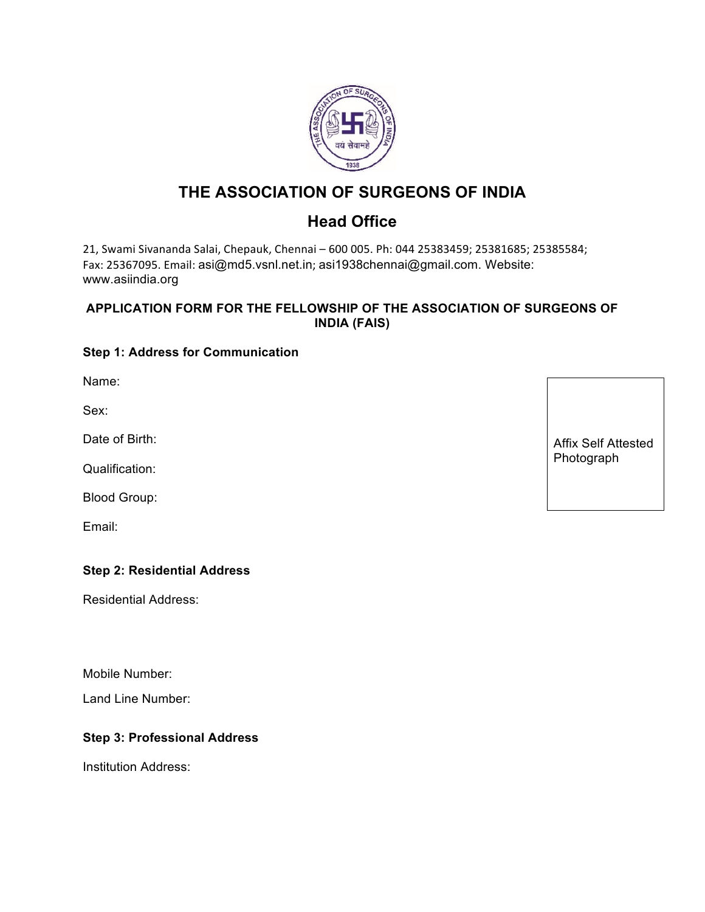# THE ASSOCIATION OF SURGEONS OF INDIA

## Head Office

21, Swami Sivananda Salai, Chepauk, Chennai – 600 005. Ph: 044 25383459; 25381685; 25385584; Fax: 25367095. Email: asi@md5.vsnl.net.in; asi1938chennai@gmail.com. Website: www.asiindia.org

**APPLICATION FORM FOR THE FELLOWSHIP OF THE ASSOCIATION OF SURGEONS OF INDIA (FAIS)**

**Step 1: Address for Communication**

Name:

Sex:

Date of Birth:

Qualification:

Blood Group:

Email:

Affix Self Attested Photograph

**Step 2: Residential Address**

Residential Address:

Mobile Number:

Land Line Number:

**Step 3: Professional Address**

Institution Address: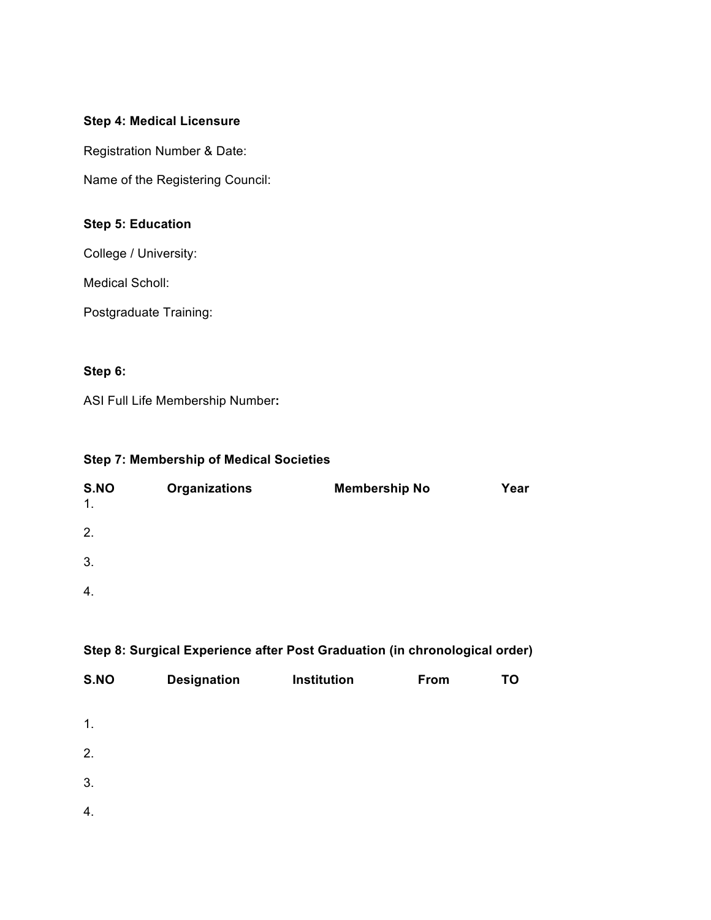**Step 4: Medical Licensure**

Registration Number & Date:

Name of the Registering Council:

**Step 5: Education**

College / University:

Medical Scholl:

Postgraduate Training:

**Step 6:**

ASI Full Life Membership Number**:**

**Step 7: Membership of Medical Societies**

| S.NO | Organizations | Membership No | Year |
|---|---|---|---|
| 1. | | | |
| 2. | | | |
| 3. | | | |
| 4. | | | |

**Step 8: Surgical Experience after Post Graduation (in chronological order)**

| S.NO | Designation | Institution | From | TO |
|---|---|---|---|---|
| 1. | | | | |
| 2. | | | | |
| 3. | | | | |
| 4. | | | | |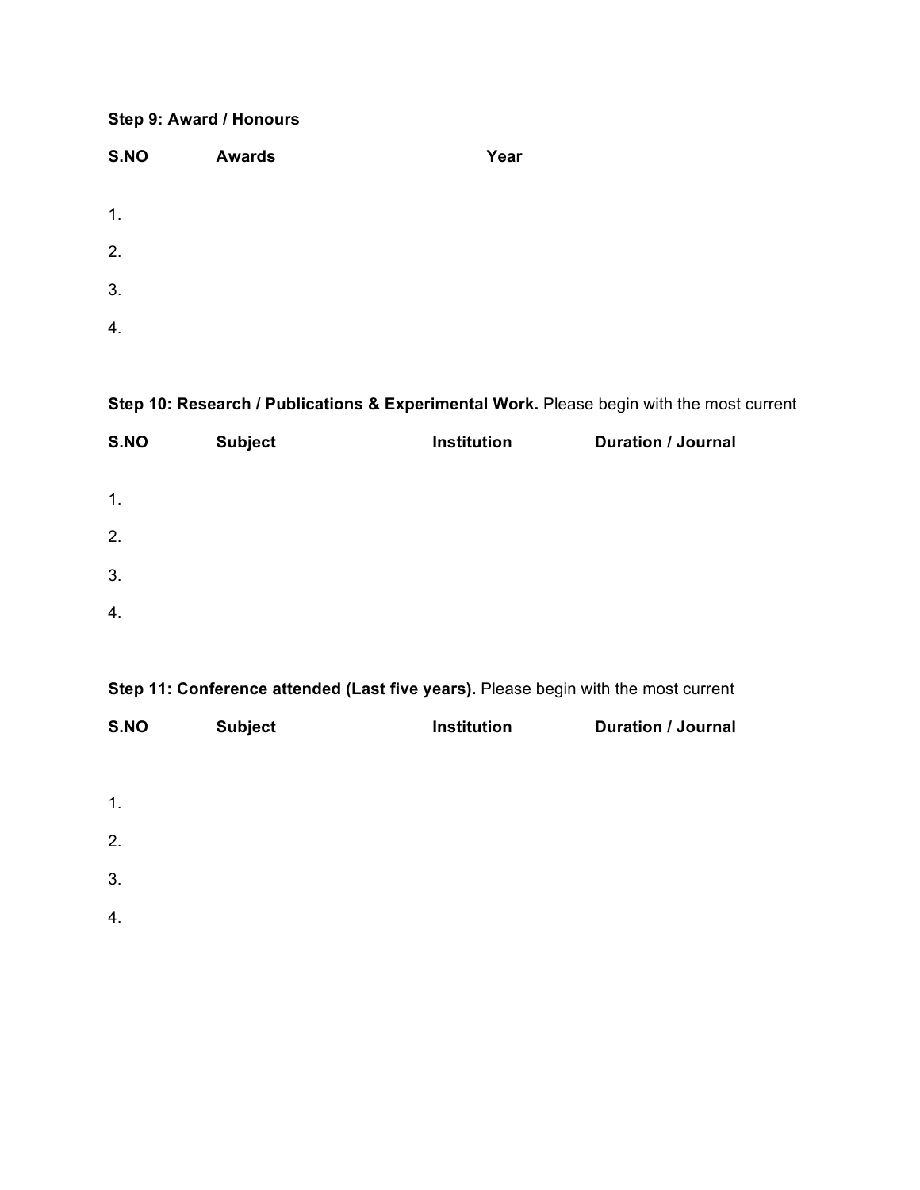**Step 9: Award / Honours**

| S.NO | Awards | Year |
|---|---|---|
| 1. | | |
| 2. | | |
| 3. | | |
| 4. | | |

**Step 10: Research / Publications & Experimental Work.** Please begin with the most current

| S.NO | Subject | Institution | Duration / Journal |
|---|---|---|---|
| 1. | | | |
| 2. | | | |
| 3. | | | |
| 4. | | | |

**Step 11: Conference attended (Last five years).** Please begin with the most current

| S.NO | Subject | Institution | Duration / Journal |
|---|---|---|---|
| 1. | | | |
| 2. | | | |
| 3. | | | |
| 4. | | | |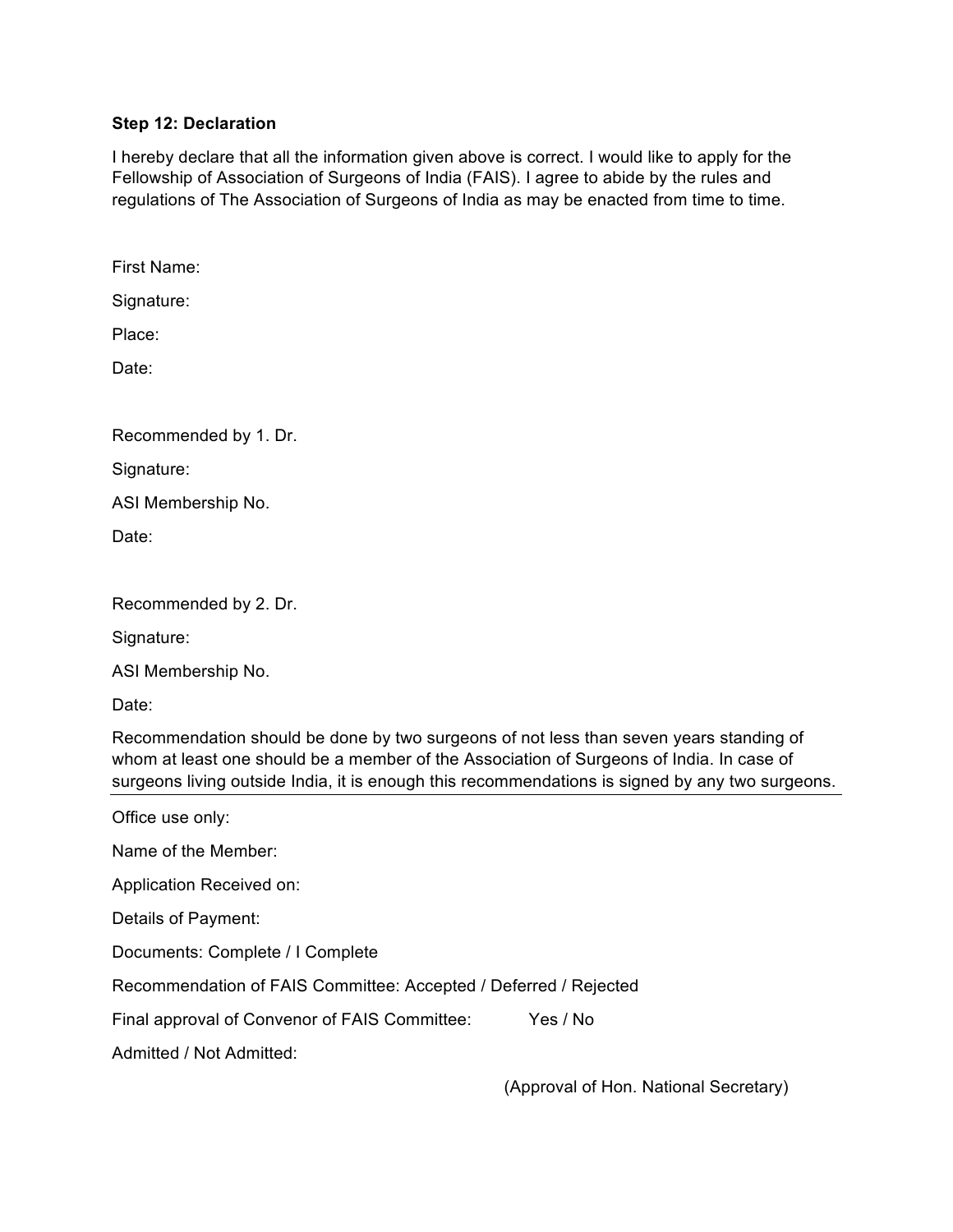**Step 12: Declaration**

I hereby declare that all the information given above is correct. I would like to apply for the Fellowship of Association of Surgeons of India (FAIS). I agree to abide by the rules and regulations of The Association of Surgeons of India as may be enacted from time to time.

First Name:

Signature:

Place:

Date:

Recommended by 1. Dr.

Signature:

ASI Membership No.

Date:

Recommended by 2. Dr.

Signature:

ASI Membership No.

Date:

Recommendation should be done by two surgeons of not less than seven years standing of whom at least one should be a member of the Association of Surgeons of India. In case of surgeons living outside India, it is enough this recommendations is signed by any two surgeons.

---

Office use only:

Name of the Member:

Application Received on:

Details of Payment:

Documents: Complete / I Complete

Recommendation of FAIS Committee: Accepted / Deferred / Rejected

Final approval of Convenor of FAIS Committee: Yes / No

Admitted / Not Admitted:

(Approval of Hon. National Secretary)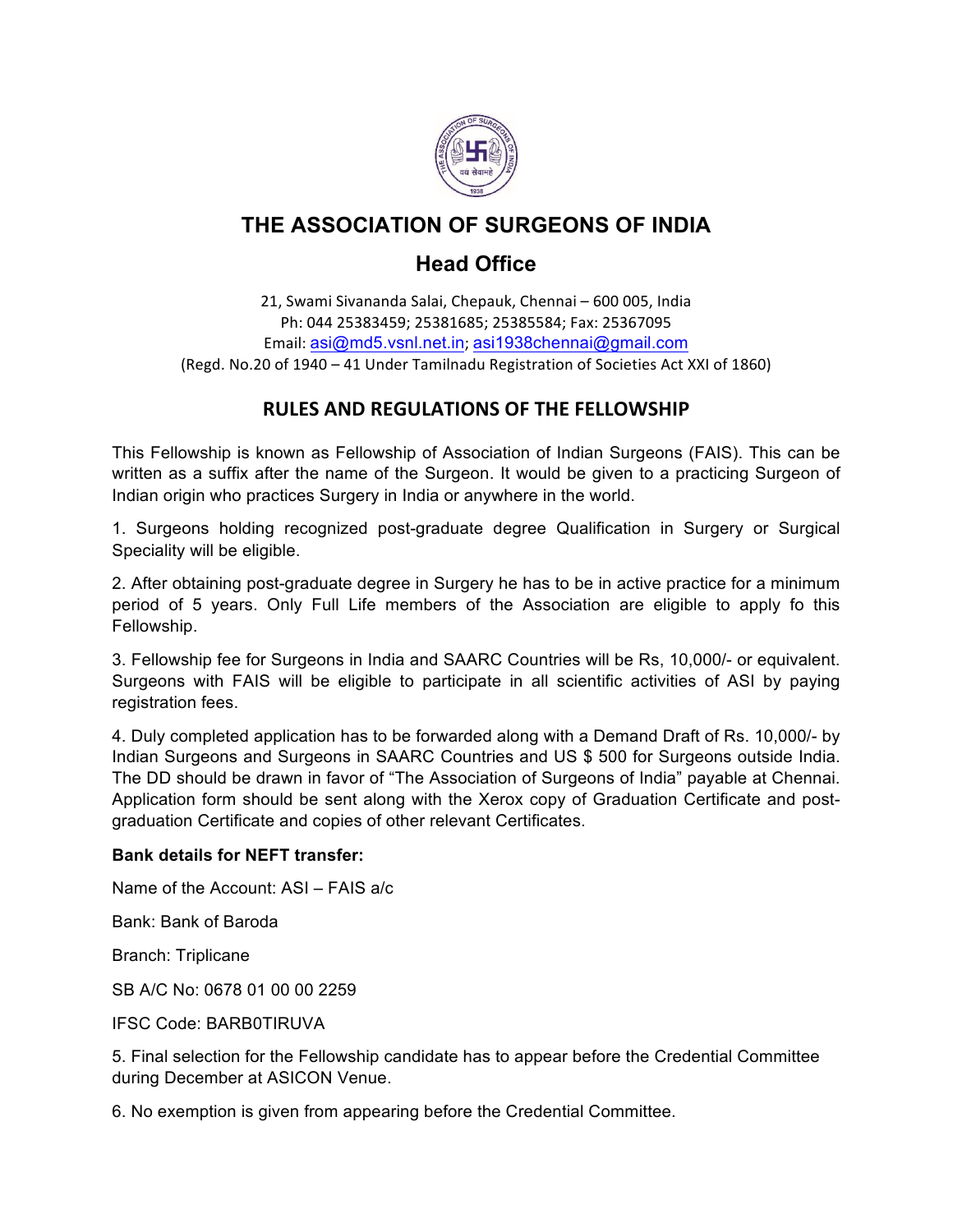# THE ASSOCIATION OF SURGEONS OF INDIA

## Head Office

21, Swami Sivananda Salai, Chepauk, Chennai – 600 005, India
Ph: 044 25383459; 25381685; 25385584; Fax: 25367095
Email: asi@md5.vsnl.net.in; asi1938chennai@gmail.com
(Regd. No.20 of 1940 – 41 Under Tamilnadu Registration of Societies Act XXI of 1860)

### RULES AND REGULATIONS OF THE FELLOWSHIP

This Fellowship is known as Fellowship of Association of Indian Surgeons (FAIS). This can be written as a suffix after the name of the Surgeon. It would be given to a practicing Surgeon of Indian origin who practices Surgery in India or anywhere in the world.

1. Surgeons holding recognized post-graduate degree Qualification in Surgery or Surgical Speciality will be eligible.

2. After obtaining post-graduate degree in Surgery he has to be in active practice for a minimum period of 5 years. Only Full Life members of the Association are eligible to apply fo this Fellowship.

3. Fellowship fee for Surgeons in India and SAARC Countries will be Rs, 10,000/- or equivalent. Surgeons with FAIS will be eligible to participate in all scientific activities of ASI by paying registration fees.

4. Duly completed application has to be forwarded along with a Demand Draft of Rs. 10,000/- by Indian Surgeons and Surgeons in SAARC Countries and US $ 500 for Surgeons outside India. The DD should be drawn in favor of "The Association of Surgeons of India" payable at Chennai. Application form should be sent along with the Xerox copy of Graduation Certificate and post-graduation Certificate and copies of other relevant Certificates.

**Bank details for NEFT transfer:**

Name of the Account: ASI – FAIS a/c

Bank: Bank of Baroda

Branch: Triplicane

SB A/C No: 0678 01 00 00 2259

IFSC Code: BARB0TIRUVA

5. Final selection for the Fellowship candidate has to appear before the Credential Committee during December at ASICON Venue.

6. No exemption is given from appearing before the Credential Committee.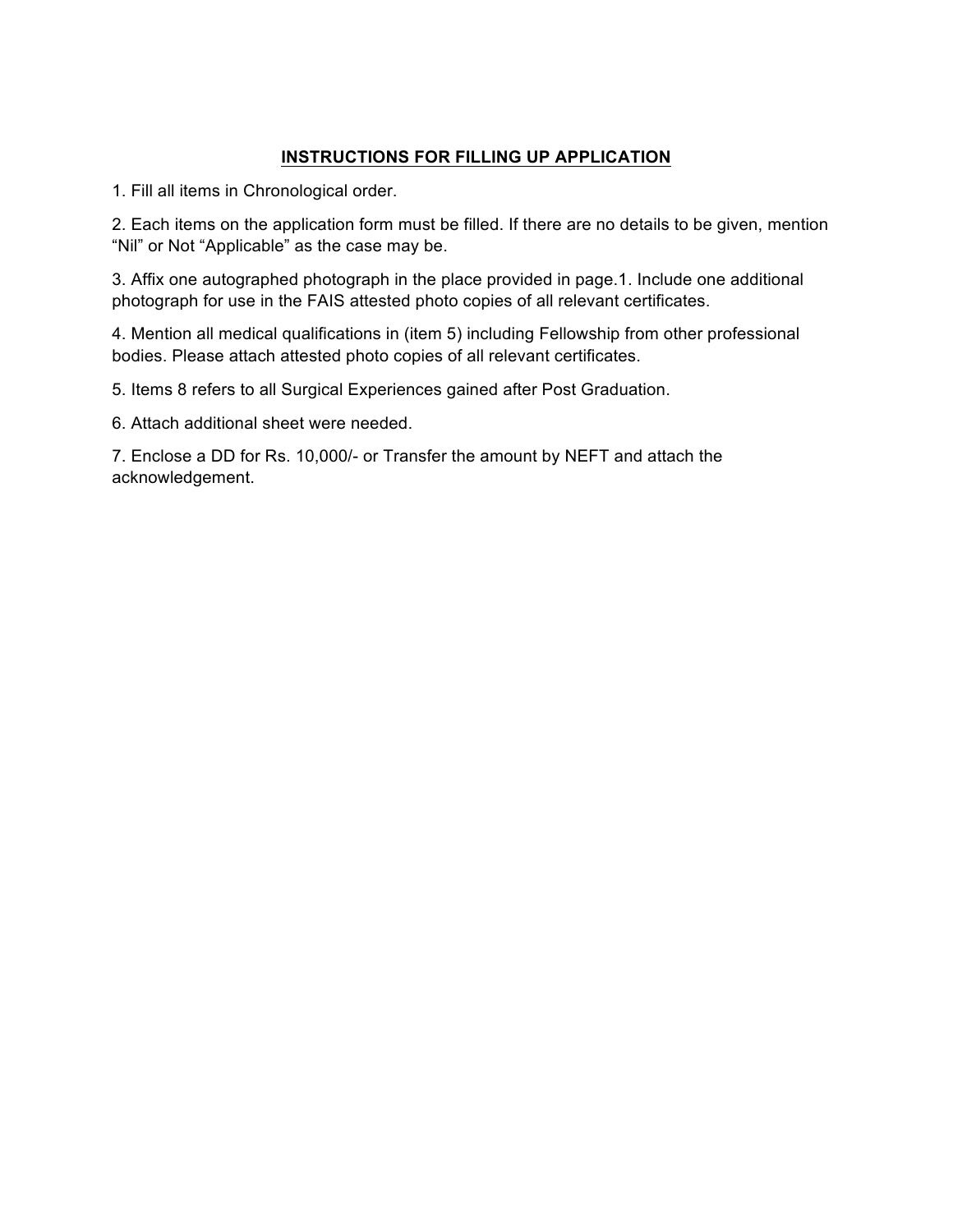## INSTRUCTIONS FOR FILLING UP APPLICATION

1. Fill all items in Chronological order.

2. Each items on the application form must be filled. If there are no details to be given, mention "Nil" or Not "Applicable" as the case may be.

3. Affix one autographed photograph in the place provided in page.1. Include one additional photograph for use in the FAIS attested photo copies of all relevant certificates.

4. Mention all medical qualifications in (item 5) including Fellowship from other professional bodies. Please attach attested photo copies of all relevant certificates.

5. Items 8 refers to all Surgical Experiences gained after Post Graduation.

6. Attach additional sheet were needed.

7. Enclose a DD for Rs. 10,000/- or Transfer the amount by NEFT and attach the acknowledgement.